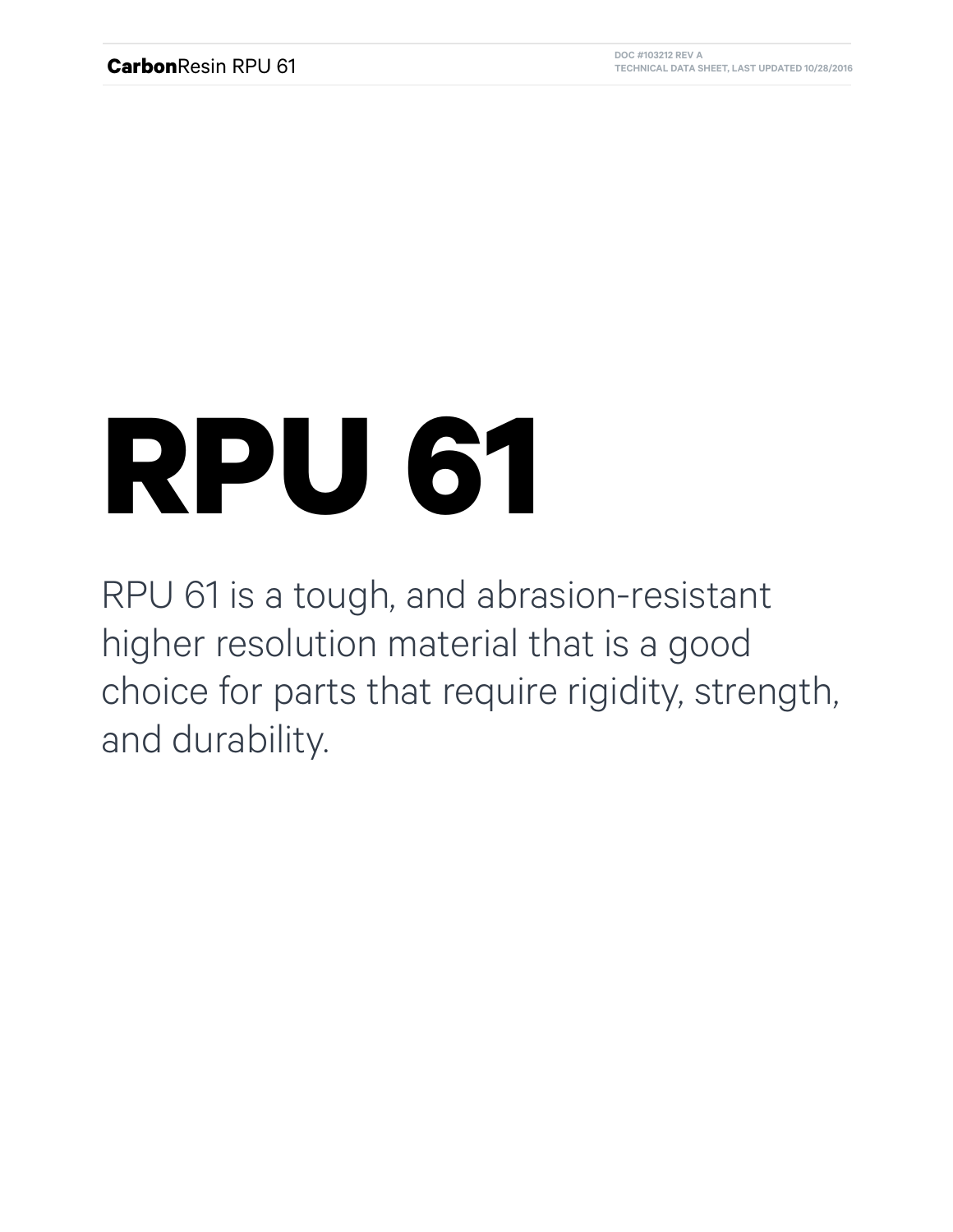# RPU 61

RPU 61 is a tough, and abrasion-resistant higher resolution material that is a good choice for parts that require rigidity, strength, and durability.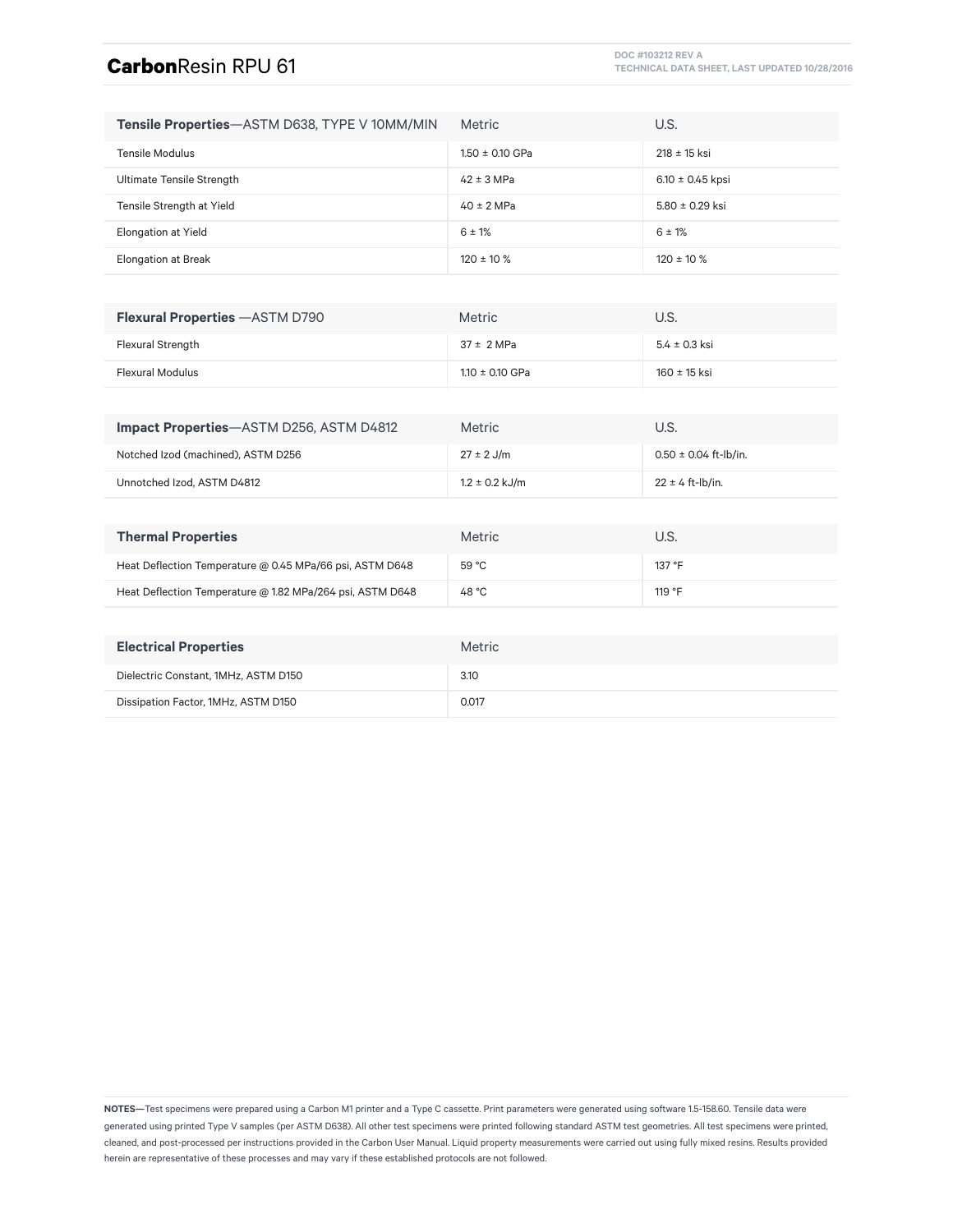# **Carbon**Resin RPU 61

| **Tensile Properties**—ASTM D638, TYPE V 10MM/MIN | Metric | U.S. |
| --- | --- | --- |
| Tensile Modulus | 1.50 ± 0.10 GPa | 218 ± 15 ksi |
| Ultimate Tensile Strength | 42 ± 3 MPa | 6.10 ± 0.45 kpsi |
| Tensile Strength at Yield | 40 ± 2 MPa | 5.80 ± 0.29 ksi |
| Elongation at Yield | 6 ± 1% | 6 ± 1% |
| Elongation at Break | 120 ± 10 % | 120 ± 10 % |

| **Flexural Properties** —ASTM D790 | Metric | U.S. |
| --- | --- | --- |
| Flexural Strength | 37 ± 2 MPa | 5.4 ± 0.3 ksi |
| Flexural Modulus | 1.10 ± 0.10 GPa | 160 ± 15 ksi |

| **Impact Properties**—ASTM D256, ASTM D4812 | Metric | U.S. |
| --- | --- | --- |
| Notched Izod (machined), ASTM D256 | 27 ± 2 J/m | 0.50 ± 0.04 ft-lb/in. |
| Unnotched Izod, ASTM D4812 | 1.2 ± 0.2 kJ/m | 22 ± 4 ft-lb/in. |

| **Thermal Properties** | Metric | U.S. |
| --- | --- | --- |
| Heat Deflection Temperature @ 0.45 MPa/66 psi, ASTM D648 | 59 °C | 137 °F |
| Heat Deflection Temperature @ 1.82 MPa/264 psi, ASTM D648 | 48 °C | 119 °F |

| **Electrical Properties** | Metric |
| --- | --- |
| Dielectric Constant, 1MHz, ASTM D150 | 3.10 |
| Dissipation Factor, 1MHz, ASTM D150 | 0.017 |

**NOTES**—Test specimens were prepared using a Carbon M1 printer and a Type C cassette. Print parameters were generated using software 1.5-158.60. Tensile data were generated using printed Type V samples (per ASTM D638). All other test specimens were printed following standard ASTM test geometries. All test specimens were printed, cleaned, and post-processed per instructions provided in the Carbon User Manual. Liquid property measurements were carried out using fully mixed resins. Results provided herein are representative of these processes and may vary if these established protocols are not followed.